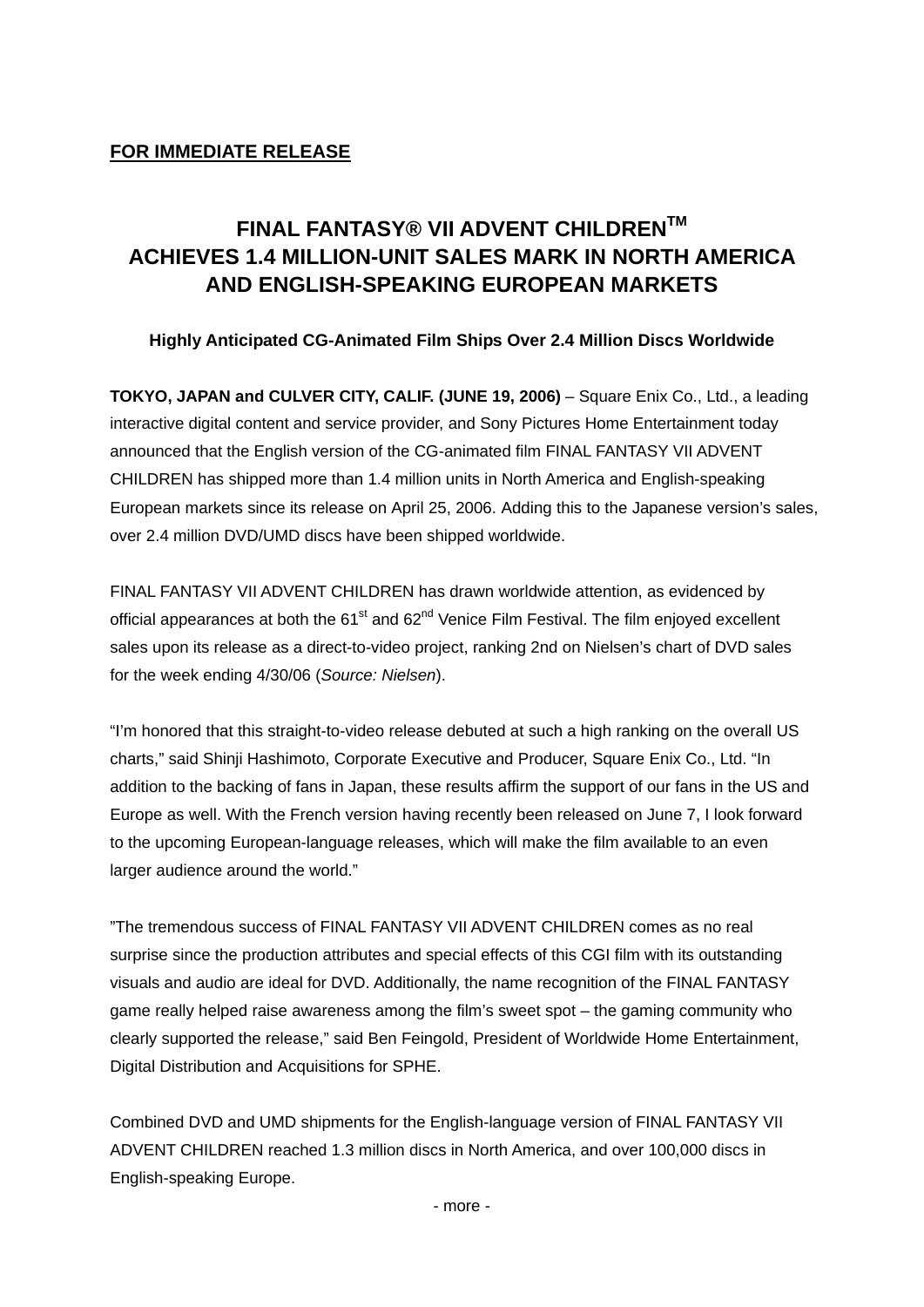**FOR IMMEDIATE RELEASE**

# FINAL FANTASY® VII ADVENT CHILDREN™ ACHIEVES 1.4 MILLION-UNIT SALES MARK IN NORTH AMERICA AND ENGLISH-SPEAKING EUROPEAN MARKETS

### Highly Anticipated CG-Animated Film Ships Over 2.4 Million Discs Worldwide

**TOKYO, JAPAN and CULVER CITY, CALIF. (JUNE 19, 2006)** – Square Enix Co., Ltd., a leading interactive digital content and service provider, and Sony Pictures Home Entertainment today announced that the English version of the CG-animated film FINAL FANTASY VII ADVENT CHILDREN has shipped more than 1.4 million units in North America and English-speaking European markets since its release on April 25, 2006. Adding this to the Japanese version's sales, over 2.4 million DVD/UMD discs have been shipped worldwide.

FINAL FANTASY VII ADVENT CHILDREN has drawn worldwide attention, as evidenced by official appearances at both the 61st and 62nd Venice Film Festival. The film enjoyed excellent sales upon its release as a direct-to-video project, ranking 2nd on Nielsen's chart of DVD sales for the week ending 4/30/06 (*Source: Nielsen*).

"I'm honored that this straight-to-video release debuted at such a high ranking on the overall US charts," said Shinji Hashimoto, Corporate Executive and Producer, Square Enix Co., Ltd. "In addition to the backing of fans in Japan, these results affirm the support of our fans in the US and Europe as well. With the French version having recently been released on June 7, I look forward to the upcoming European-language releases, which will make the film available to an even larger audience around the world."

"The tremendous success of FINAL FANTASY VII ADVENT CHILDREN comes as no real surprise since the production attributes and special effects of this CGI film with its outstanding visuals and audio are ideal for DVD. Additionally, the name recognition of the FINAL FANTASY game really helped raise awareness among the film's sweet spot – the gaming community who clearly supported the release," said Ben Feingold, President of Worldwide Home Entertainment, Digital Distribution and Acquisitions for SPHE.

Combined DVD and UMD shipments for the English-language version of FINAL FANTASY VII ADVENT CHILDREN reached 1.3 million discs in North America, and over 100,000 discs in English-speaking Europe.

- more -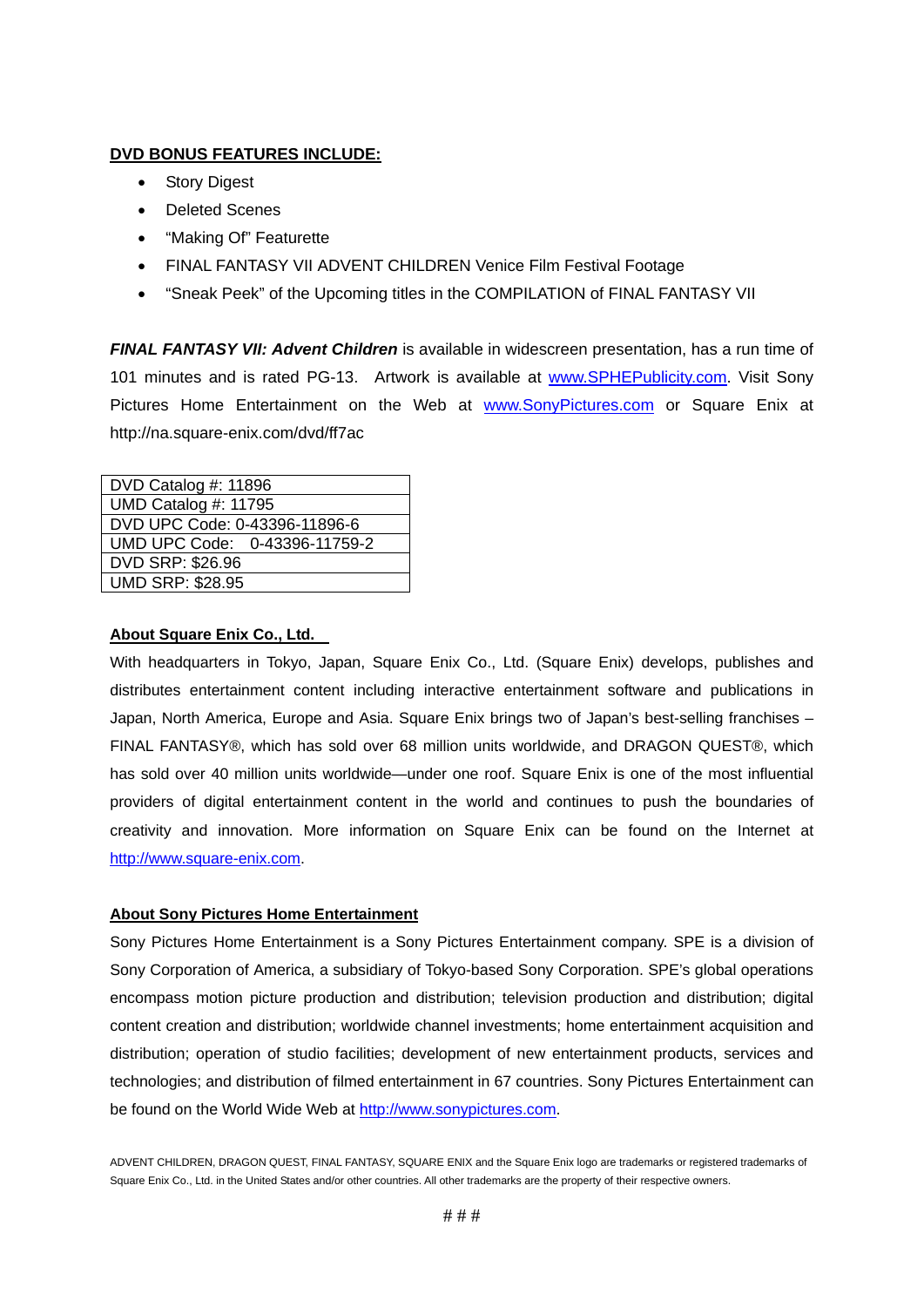**DVD BONUS FEATURES INCLUDE:**

- Story Digest
- Deleted Scenes
- "Making Of" Featurette
- FINAL FANTASY VII ADVENT CHILDREN Venice Film Festival Footage
- "Sneak Peek" of the Upcoming titles in the COMPILATION of FINAL FANTASY VII

***FINAL FANTASY VII: Advent Children*** is available in widescreen presentation, has a run time of 101 minutes and is rated PG-13. Artwork is available at www.SPHEPublicity.com. Visit Sony Pictures Home Entertainment on the Web at www.SonyPictures.com or Square Enix at http://na.square-enix.com/dvd/ff7ac

| |
|---|
| DVD Catalog #: 11896 |
| UMD Catalog #: 11795 |
| DVD UPC Code: 0-43396-11896-6 |
| UMD UPC Code: 0-43396-11759-2 |
| DVD SRP: $26.96 |
| UMD SRP: $28.95 |

**About Square Enix Co., Ltd.**

With headquarters in Tokyo, Japan, Square Enix Co., Ltd. (Square Enix) develops, publishes and distributes entertainment content including interactive entertainment software and publications in Japan, North America, Europe and Asia. Square Enix brings two of Japan's best-selling franchises – FINAL FANTASY®, which has sold over 68 million units worldwide, and DRAGON QUEST®, which has sold over 40 million units worldwide—under one roof. Square Enix is one of the most influential providers of digital entertainment content in the world and continues to push the boundaries of creativity and innovation. More information on Square Enix can be found on the Internet at http://www.square-enix.com.

**About Sony Pictures Home Entertainment**

Sony Pictures Home Entertainment is a Sony Pictures Entertainment company. SPE is a division of Sony Corporation of America, a subsidiary of Tokyo-based Sony Corporation. SPE's global operations encompass motion picture production and distribution; television production and distribution; digital content creation and distribution; worldwide channel investments; home entertainment acquisition and distribution; operation of studio facilities; development of new entertainment products, services and technologies; and distribution of filmed entertainment in 67 countries. Sony Pictures Entertainment can be found on the World Wide Web at http://www.sonypictures.com.

ADVENT CHILDREN, DRAGON QUEST, FINAL FANTASY, SQUARE ENIX and the Square Enix logo are trademarks or registered trademarks of Square Enix Co., Ltd. in the United States and/or other countries. All other trademarks are the property of their respective owners.

# # #